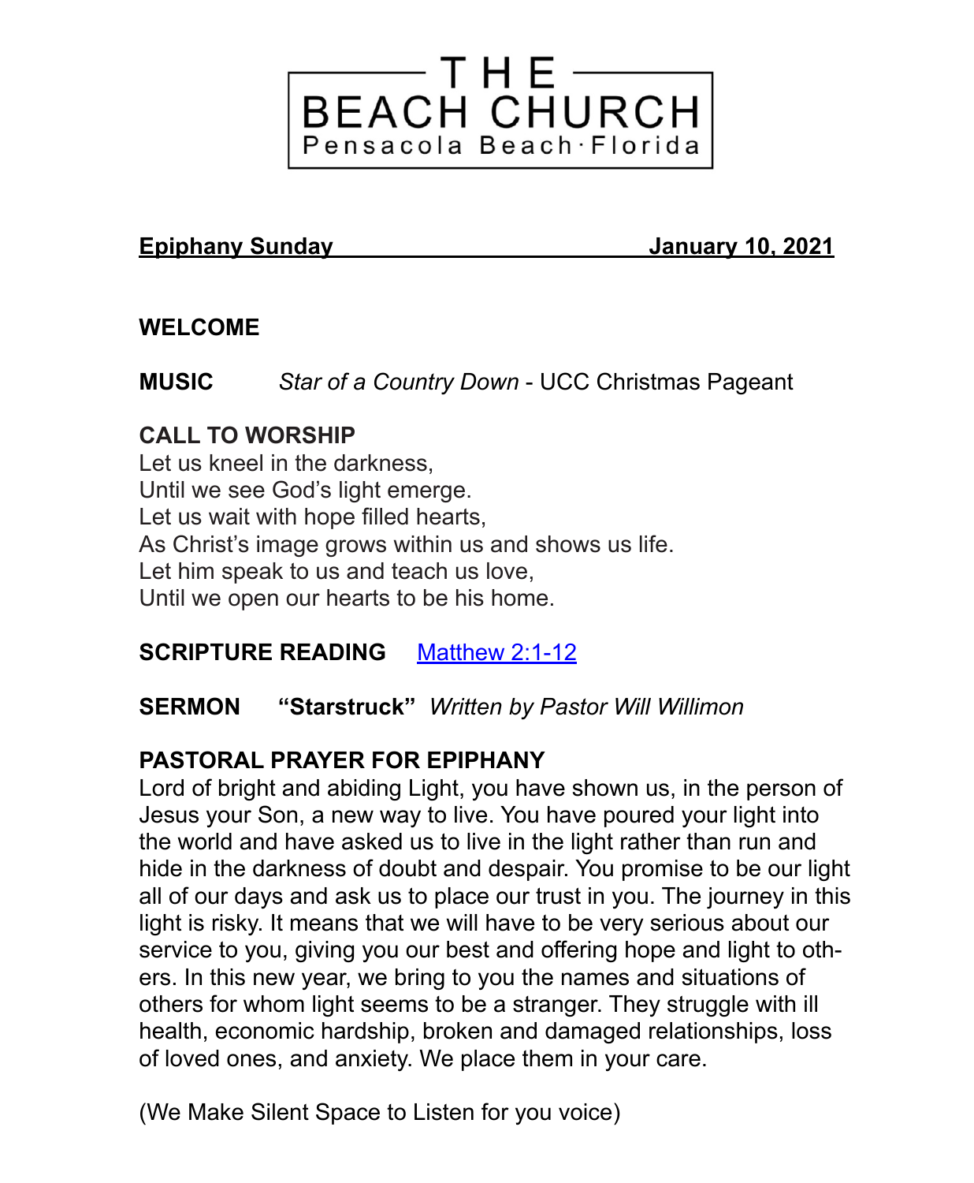# THE BEACH CHURCH

Pensacola Beach·Florida

**Epiphany Sunday** **January 10, 2021**

## WELCOME

**MUSIC** *Star of a Country Down* - UCC Christmas Pageant

## CALL TO WORSHIP

Let us kneel in the darkness,
Until we see God's light emerge.
Let us wait with hope filled hearts,
As Christ's image grows within us and shows us life.
Let him speak to us and teach us love,
Until we open our hearts to be his home.

**SCRIPTURE READING** [Matthew 2:1-12]

**SERMON** **"Starstruck"** *Written by Pastor Will Willimon*

## PASTORAL PRAYER FOR EPIPHANY

Lord of bright and abiding Light, you have shown us, in the person of Jesus your Son, a new way to live. You have poured your light into the world and have asked us to live in the light rather than run and hide in the darkness of doubt and despair. You promise to be our light all of our days and ask us to place our trust in you. The journey in this light is risky. It means that we will have to be very serious about our service to you, giving you our best and offering hope and light to others. In this new year, we bring to you the names and situations of others for whom light seems to be a stranger. They struggle with ill health, economic hardship, broken and damaged relationships, loss of loved ones, and anxiety. We place them in your care.

(We Make Silent Space to Listen for you voice)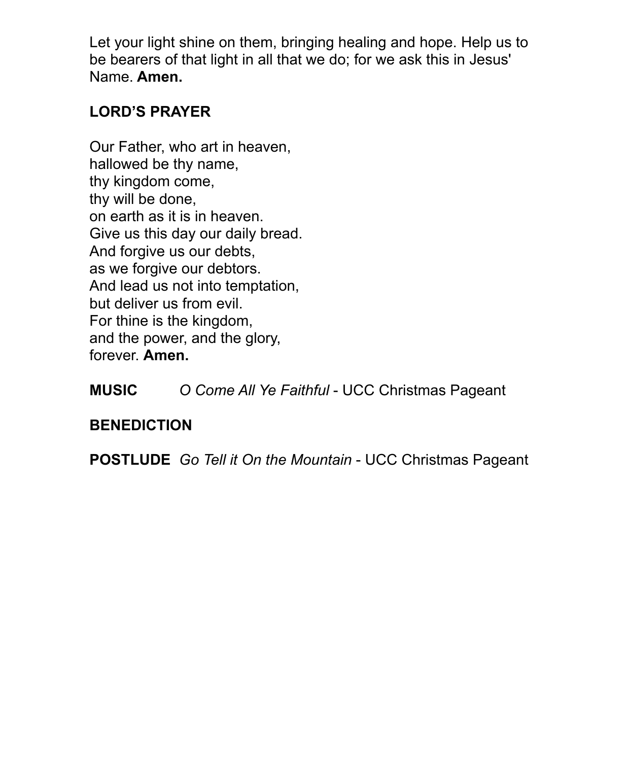Let your light shine on them, bringing healing and hope. Help us to be bearers of that light in all that we do; for we ask this in Jesus' Name. **Amen.**

**LORD'S PRAYER**

Our Father, who art in heaven,
hallowed be thy name,
thy kingdom come,
thy will be done,
on earth as it is in heaven.
Give us this day our daily bread.
And forgive us our debts,
as we forgive our debtors.
And lead us not into temptation,
but deliver us from evil.
For thine is the kingdom,
and the power, and the glory,
forever. **Amen.**

**MUSIC** *O Come All Ye Faithful* - UCC Christmas Pageant

**BENEDICTION**

**POSTLUDE** *Go Tell it On the Mountain* - UCC Christmas Pageant